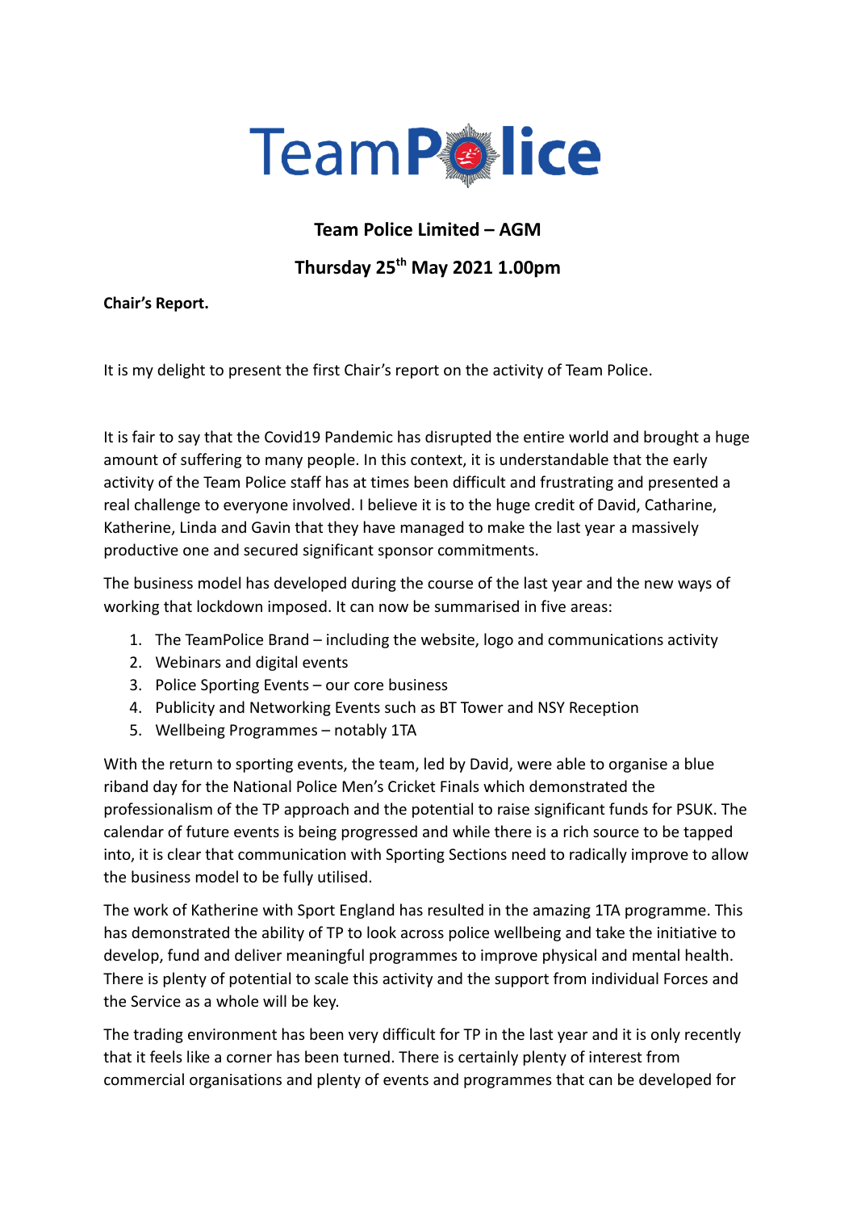TeamPolice

**Team Police Limited – AGM**

**Thursday 25th May 2021 1.00pm**

**Chair's Report.**

It is my delight to present the first Chair's report on the activity of Team Police.

It is fair to say that the Covid19 Pandemic has disrupted the entire world and brought a huge amount of suffering to many people. In this context, it is understandable that the early activity of the Team Police staff has at times been difficult and frustrating and presented a real challenge to everyone involved. I believe it is to the huge credit of David, Catharine, Katherine, Linda and Gavin that they have managed to make the last year a massively productive one and secured significant sponsor commitments.

The business model has developed during the course of the last year and the new ways of working that lockdown imposed. It can now be summarised in five areas:

1. The TeamPolice Brand – including the website, logo and communications activity
2. Webinars and digital events
3. Police Sporting Events – our core business
4. Publicity and Networking Events such as BT Tower and NSY Reception
5. Wellbeing Programmes – notably 1TA

With the return to sporting events, the team, led by David, were able to organise a blue riband day for the National Police Men's Cricket Finals which demonstrated the professionalism of the TP approach and the potential to raise significant funds for PSUK. The calendar of future events is being progressed and while there is a rich source to be tapped into, it is clear that communication with Sporting Sections need to radically improve to allow the business model to be fully utilised.

The work of Katherine with Sport England has resulted in the amazing 1TA programme. This has demonstrated the ability of TP to look across police wellbeing and take the initiative to develop, fund and deliver meaningful programmes to improve physical and mental health. There is plenty of potential to scale this activity and the support from individual Forces and the Service as a whole will be key.

The trading environment has been very difficult for TP in the last year and it is only recently that it feels like a corner has been turned. There is certainly plenty of interest from commercial organisations and plenty of events and programmes that can be developed for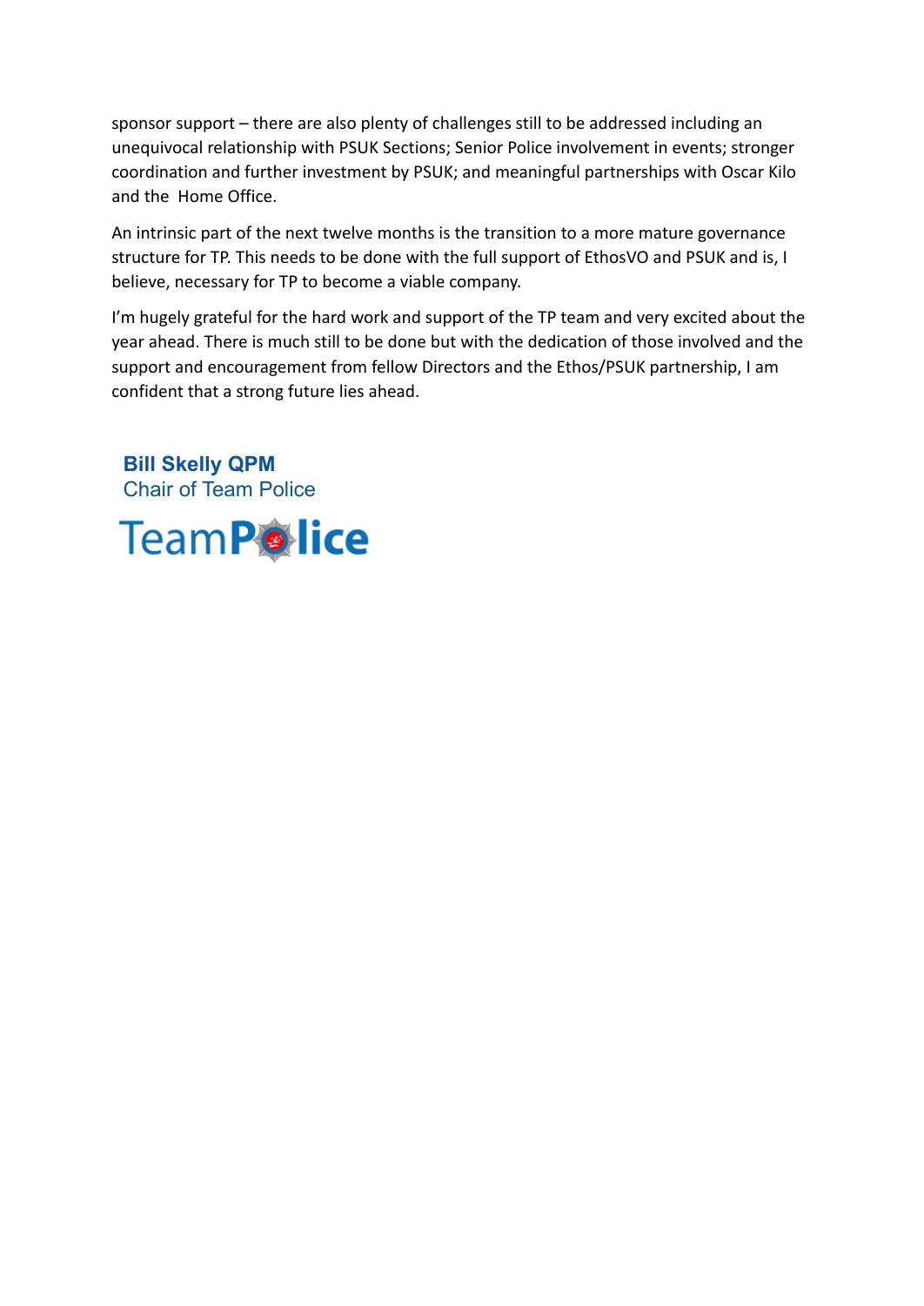sponsor support – there are also plenty of challenges still to be addressed including an unequivocal relationship with PSUK Sections; Senior Police involvement in events; stronger coordination and further investment by PSUK; and meaningful partnerships with Oscar Kilo and the  Home Office.

An intrinsic part of the next twelve months is the transition to a more mature governance structure for TP. This needs to be done with the full support of EthosVO and PSUK and is, I believe, necessary for TP to become a viable company.

I'm hugely grateful for the hard work and support of the TP team and very excited about the year ahead. There is much still to be done but with the dedication of those involved and the support and encouragement from fellow Directors and the Ethos/PSUK partnership, I am confident that a strong future lies ahead.

**Bill Skelly QPM**
Chair of Team Police

TeamPolice